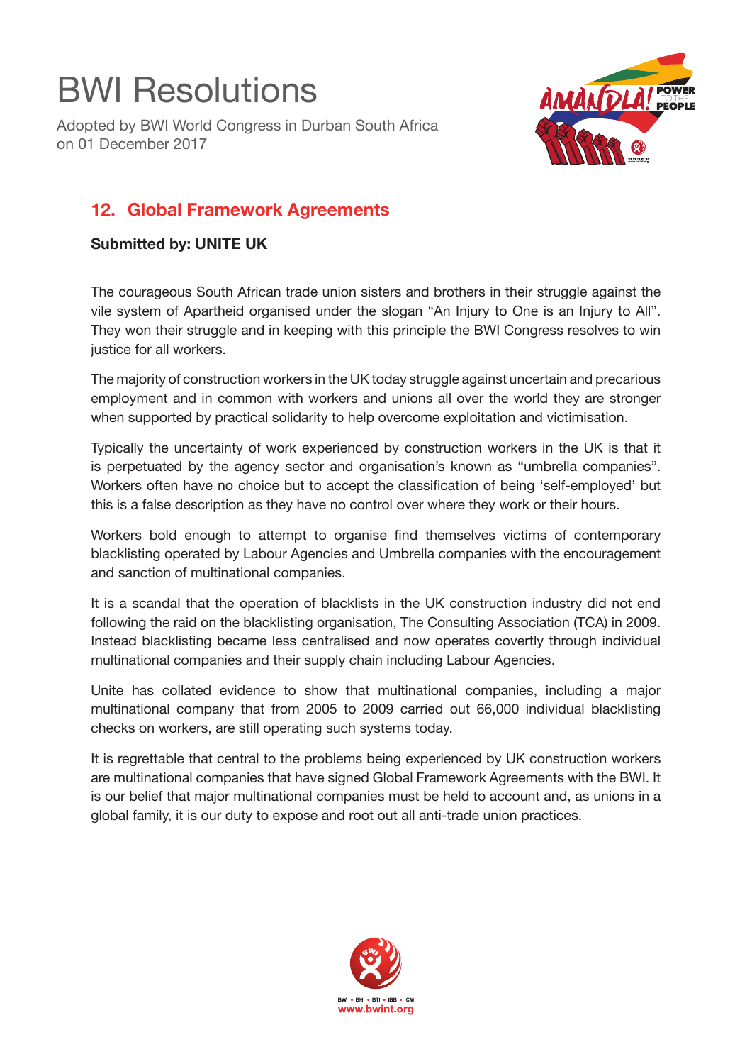# BWI Resolutions

Adopted by BWI World Congress in Durban South Africa on 01 December 2017

## 12. Global Framework Agreements

**Submitted by: UNITE UK**

The courageous South African trade union sisters and brothers in their struggle against the vile system of Apartheid organised under the slogan "An Injury to One is an Injury to All". They won their struggle and in keeping with this principle the BWI Congress resolves to win justice for all workers.

The majority of construction workers in the UK today struggle against uncertain and precarious employment and in common with workers and unions all over the world they are stronger when supported by practical solidarity to help overcome exploitation and victimisation.

Typically the uncertainty of work experienced by construction workers in the UK is that it is perpetuated by the agency sector and organisation's known as "umbrella companies". Workers often have no choice but to accept the classification of being 'self-employed' but this is a false description as they have no control over where they work or their hours.

Workers bold enough to attempt to organise find themselves victims of contemporary blacklisting operated by Labour Agencies and Umbrella companies with the encouragement and sanction of multinational companies.

It is a scandal that the operation of blacklists in the UK construction industry did not end following the raid on the blacklisting organisation, The Consulting Association (TCA) in 2009. Instead blacklisting became less centralised and now operates covertly through individual multinational companies and their supply chain including Labour Agencies.

Unite has collated evidence to show that multinational companies, including a major multinational company that from 2005 to 2009 carried out 66,000 individual blacklisting checks on workers, are still operating such systems today.

It is regrettable that central to the problems being experienced by UK construction workers are multinational companies that have signed Global Framework Agreements with the BWI. It is our belief that major multinational companies must be held to account and, as unions in a global family, it is our duty to expose and root out all anti-trade union practices.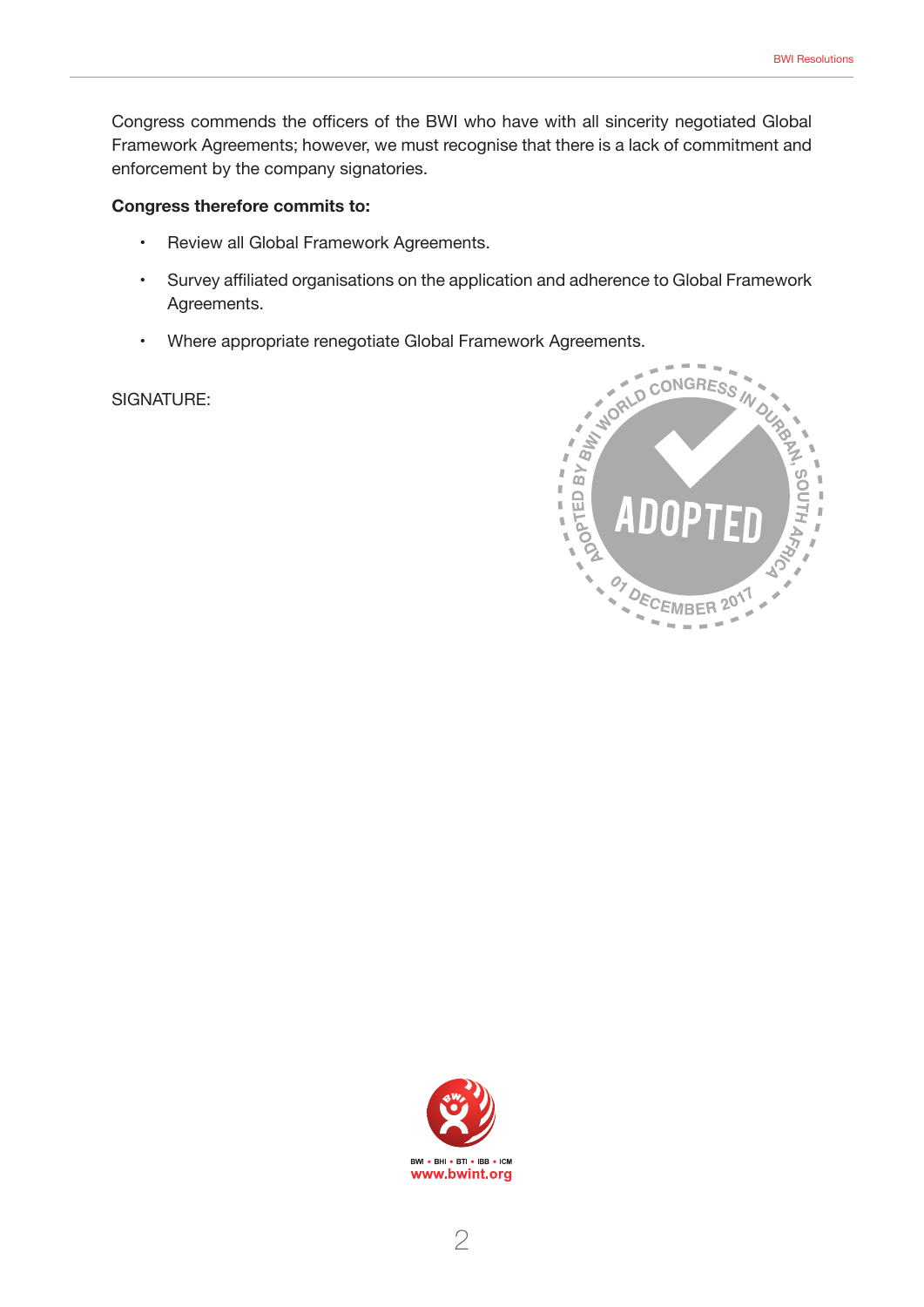Congress commends the officers of the BWI who have with all sincerity negotiated Global Framework Agreements; however, we must recognise that there is a lack of commitment and enforcement by the company signatories.

**Congress therefore commits to:**

- Review all Global Framework Agreements.
- Survey affiliated organisations on the application and adherence to Global Framework Agreements.
- Where appropriate renegotiate Global Framework Agreements.

SIGNATURE:

ADOPTED BY BWI WORLD CONGRESS IN DURBAN, SOUTH AFRICA

ADOPTED

01 DECEMBER 2017

BWI • BHI • BTI • IBB • ICM
www.bwint.org